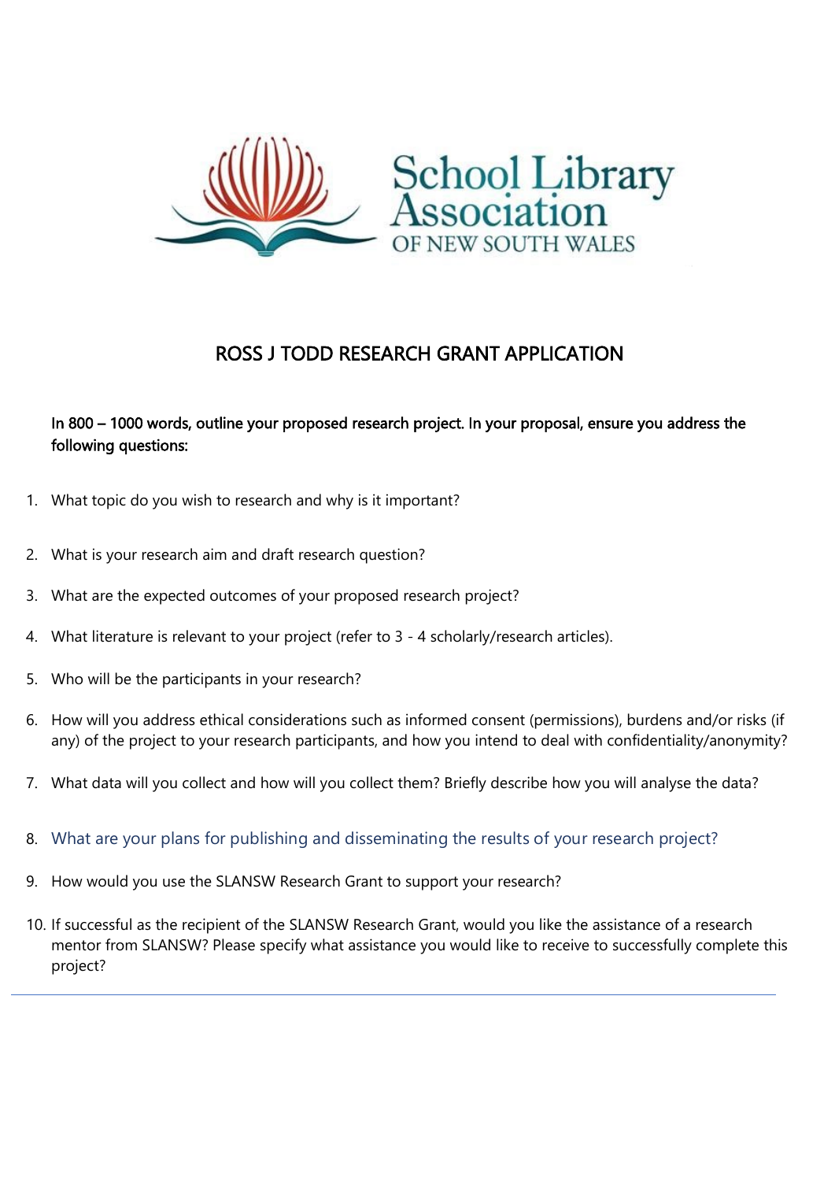School Library Association OF NEW SOUTH WALES

# ROSS J TODD RESEARCH GRANT APPLICATION

**In 800 – 1000 words, outline your proposed research project. In your proposal, ensure you address the following questions:**

1. What topic do you wish to research and why is it important?
2. What is your research aim and draft research question?
3. What are the expected outcomes of your proposed research project?
4. What literature is relevant to your project (refer to 3 - 4 scholarly/research articles).
5. Who will be the participants in your research?
6. How will you address ethical considerations such as informed consent (permissions), burdens and/or risks (if any) of the project to your research participants, and how you intend to deal with confidentiality/anonymity?
7. What data will you collect and how will you collect them? Briefly describe how you will analyse the data?
8. What are your plans for publishing and disseminating the results of your research project?
9. How would you use the SLANSW Research Grant to support your research?
10. If successful as the recipient of the SLANSW Research Grant, would you like the assistance of a research mentor from SLANSW? Please specify what assistance you would like to receive to successfully complete this project?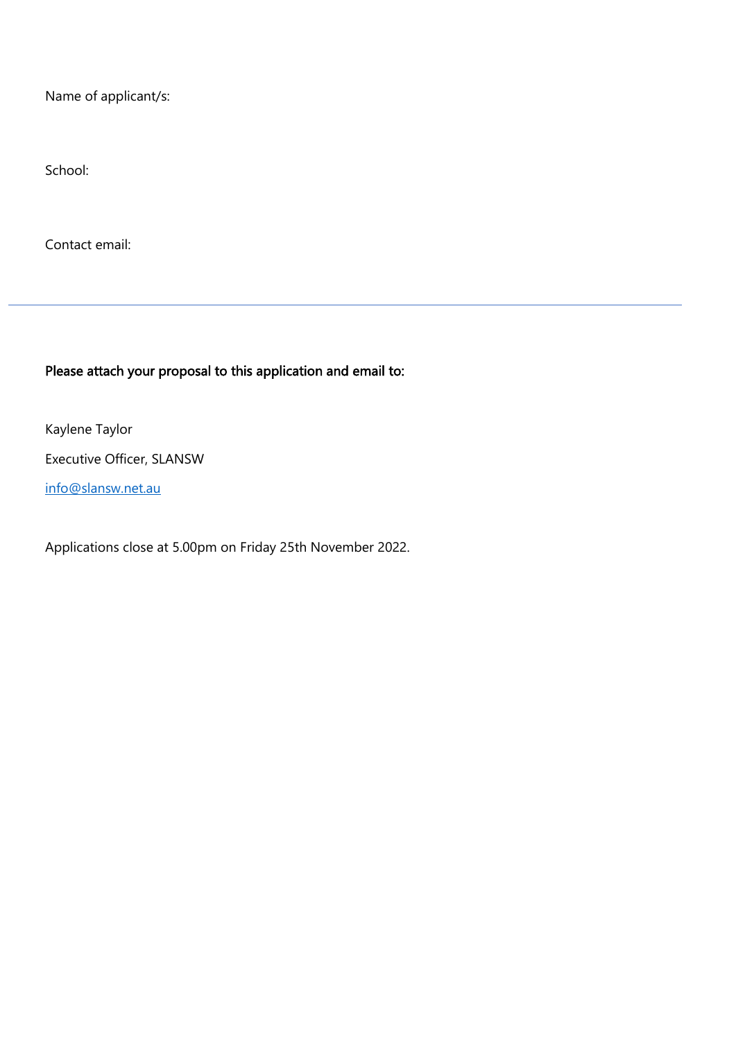Name of applicant/s:

School:

Contact email:

---

**Please attach your proposal to this application and email to:**

Kaylene Taylor

Executive Officer, SLANSW

info@slansw.net.au

Applications close at 5.00pm on Friday 25th November 2022.